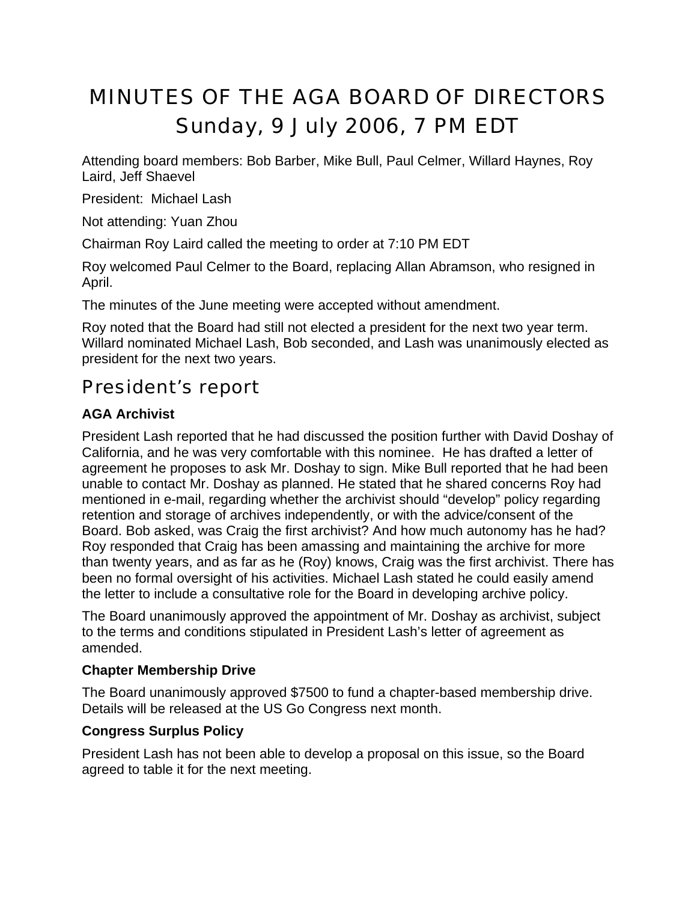# MINUTES OF THE AGA BOARD OF DIRECTORS
# Sunday, 9 July 2006, 7 PM EDT

Attending board members: Bob Barber, Mike Bull, Paul Celmer, Willard Haynes, Roy Laird, Jeff Shaevel

President: Michael Lash

Not attending: Yuan Zhou

Chairman Roy Laird called the meeting to order at 7:10 PM EDT

Roy welcomed Paul Celmer to the Board, replacing Allan Abramson, who resigned in April.

The minutes of the June meeting were accepted without amendment.

Roy noted that the Board had still not elected a president for the next two year term. Willard nominated Michael Lash, Bob seconded, and Lash was unanimously elected as president for the next two years.

## President's report

### AGA Archivist

President Lash reported that he had discussed the position further with David Doshay of California, and he was very comfortable with this nominee. He has drafted a letter of agreement he proposes to ask Mr. Doshay to sign. Mike Bull reported that he had been unable to contact Mr. Doshay as planned. He stated that he shared concerns Roy had mentioned in e-mail, regarding whether the archivist should "develop" policy regarding retention and storage of archives independently, or with the advice/consent of the Board. Bob asked, was Craig the first archivist? And how much autonomy has he had? Roy responded that Craig has been amassing and maintaining the archive for more than twenty years, and as far as he (Roy) knows, Craig was the first archivist. There has been no formal oversight of his activities. Michael Lash stated he could easily amend the letter to include a consultative role for the Board in developing archive policy.

The Board unanimously approved the appointment of Mr. Doshay as archivist, subject to the terms and conditions stipulated in President Lash's letter of agreement as amended.

### Chapter Membership Drive

The Board unanimously approved $7500 to fund a chapter-based membership drive. Details will be released at the US Go Congress next month.

### Congress Surplus Policy

President Lash has not been able to develop a proposal on this issue, so the Board agreed to table it for the next meeting.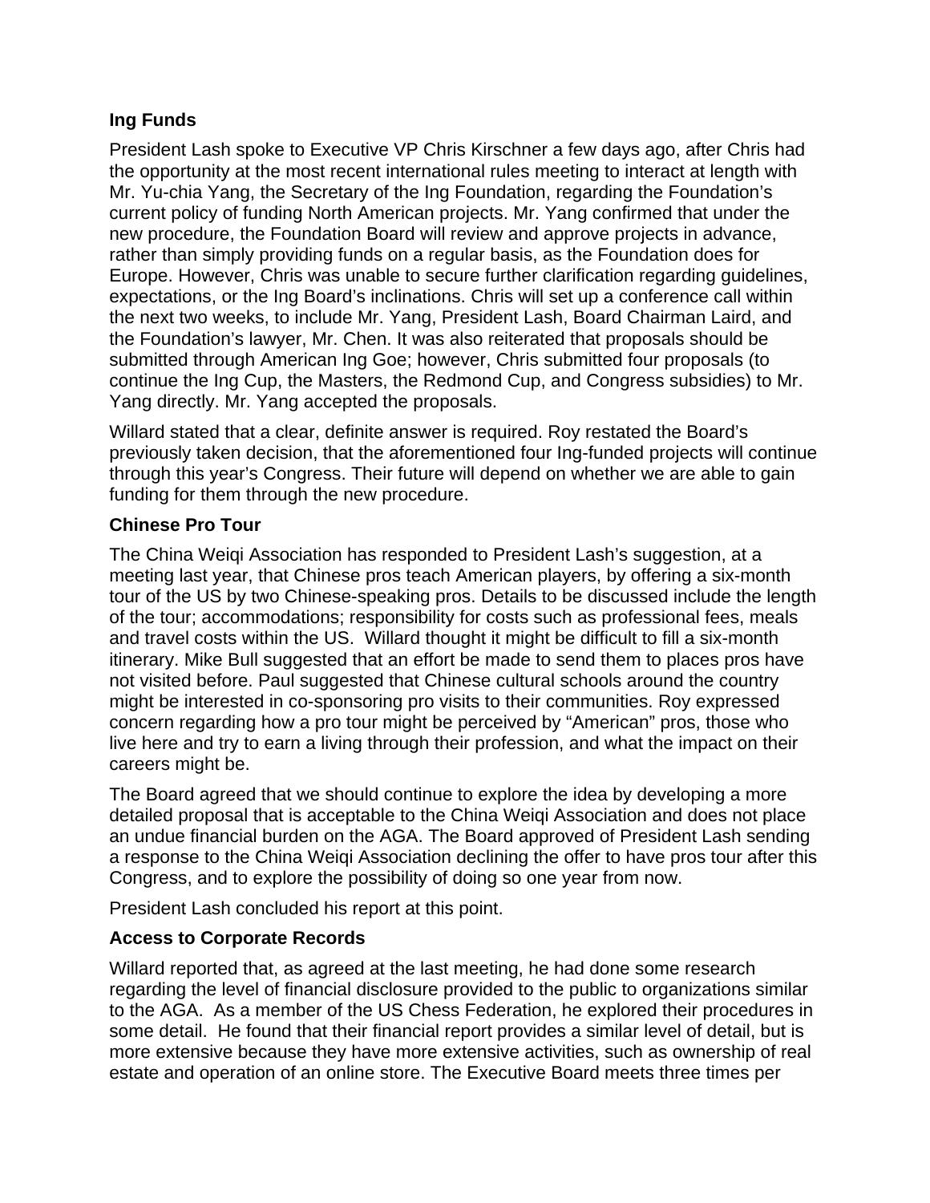### Ing Funds

President Lash spoke to Executive VP Chris Kirschner a few days ago, after Chris had the opportunity at the most recent international rules meeting to interact at length with Mr. Yu-chia Yang, the Secretary of the Ing Foundation, regarding the Foundation's current policy of funding North American projects. Mr. Yang confirmed that under the new procedure, the Foundation Board will review and approve projects in advance, rather than simply providing funds on a regular basis, as the Foundation does for Europe. However, Chris was unable to secure further clarification regarding guidelines, expectations, or the Ing Board's inclinations. Chris will set up a conference call within the next two weeks, to include Mr. Yang, President Lash, Board Chairman Laird, and the Foundation's lawyer, Mr. Chen. It was also reiterated that proposals should be submitted through American Ing Goe; however, Chris submitted four proposals (to continue the Ing Cup, the Masters, the Redmond Cup, and Congress subsidies) to Mr. Yang directly. Mr. Yang accepted the proposals.

Willard stated that a clear, definite answer is required. Roy restated the Board's previously taken decision, that the aforementioned four Ing-funded projects will continue through this year's Congress. Their future will depend on whether we are able to gain funding for them through the new procedure.

### Chinese Pro Tour

The China Weiqi Association has responded to President Lash's suggestion, at a meeting last year, that Chinese pros teach American players, by offering a six-month tour of the US by two Chinese-speaking pros. Details to be discussed include the length of the tour; accommodations; responsibility for costs such as professional fees, meals and travel costs within the US. Willard thought it might be difficult to fill a six-month itinerary. Mike Bull suggested that an effort be made to send them to places pros have not visited before. Paul suggested that Chinese cultural schools around the country might be interested in co-sponsoring pro visits to their communities. Roy expressed concern regarding how a pro tour might be perceived by "American" pros, those who live here and try to earn a living through their profession, and what the impact on their careers might be.

The Board agreed that we should continue to explore the idea by developing a more detailed proposal that is acceptable to the China Weiqi Association and does not place an undue financial burden on the AGA. The Board approved of President Lash sending a response to the China Weiqi Association declining the offer to have pros tour after this Congress, and to explore the possibility of doing so one year from now.

President Lash concluded his report at this point.

### Access to Corporate Records

Willard reported that, as agreed at the last meeting, he had done some research regarding the level of financial disclosure provided to the public to organizations similar to the AGA. As a member of the US Chess Federation, he explored their procedures in some detail. He found that their financial report provides a similar level of detail, but is more extensive because they have more extensive activities, such as ownership of real estate and operation of an online store. The Executive Board meets three times per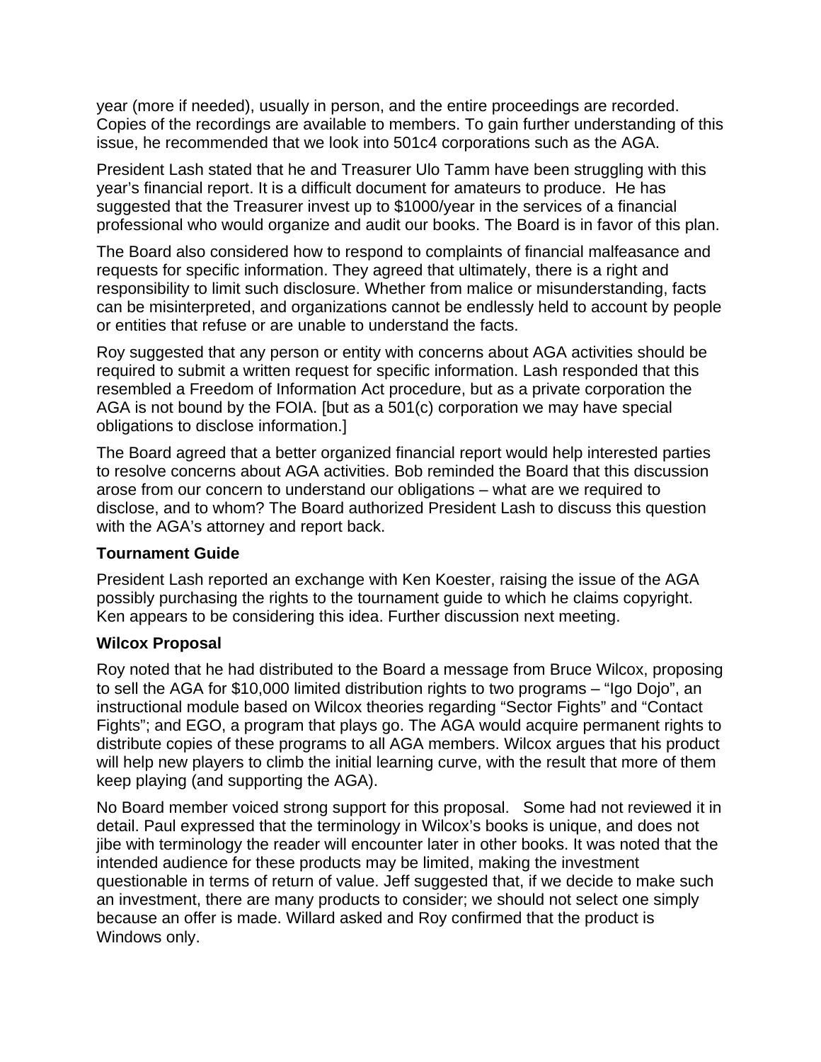year (more if needed), usually in person, and the entire proceedings are recorded. Copies of the recordings are available to members. To gain further understanding of this issue, he recommended that we look into 501c4 corporations such as the AGA.

President Lash stated that he and Treasurer Ulo Tamm have been struggling with this year's financial report. It is a difficult document for amateurs to produce. He has suggested that the Treasurer invest up to $1000/year in the services of a financial professional who would organize and audit our books. The Board is in favor of this plan.

The Board also considered how to respond to complaints of financial malfeasance and requests for specific information. They agreed that ultimately, there is a right and responsibility to limit such disclosure. Whether from malice or misunderstanding, facts can be misinterpreted, and organizations cannot be endlessly held to account by people or entities that refuse or are unable to understand the facts.

Roy suggested that any person or entity with concerns about AGA activities should be required to submit a written request for specific information. Lash responded that this resembled a Freedom of Information Act procedure, but as a private corporation the AGA is not bound by the FOIA. [but as a 501(c) corporation we may have special obligations to disclose information.]

The Board agreed that a better organized financial report would help interested parties to resolve concerns about AGA activities. Bob reminded the Board that this discussion arose from our concern to understand our obligations – what are we required to disclose, and to whom? The Board authorized President Lash to discuss this question with the AGA's attorney and report back.

**Tournament Guide**

President Lash reported an exchange with Ken Koester, raising the issue of the AGA possibly purchasing the rights to the tournament guide to which he claims copyright. Ken appears to be considering this idea. Further discussion next meeting.

**Wilcox Proposal**

Roy noted that he had distributed to the Board a message from Bruce Wilcox, proposing to sell the AGA for $10,000 limited distribution rights to two programs – "Igo Dojo", an instructional module based on Wilcox theories regarding "Sector Fights" and "Contact Fights"; and EGO, a program that plays go. The AGA would acquire permanent rights to distribute copies of these programs to all AGA members. Wilcox argues that his product will help new players to climb the initial learning curve, with the result that more of them keep playing (and supporting the AGA).

No Board member voiced strong support for this proposal. Some had not reviewed it in detail. Paul expressed that the terminology in Wilcox's books is unique, and does not jibe with terminology the reader will encounter later in other books. It was noted that the intended audience for these products may be limited, making the investment questionable in terms of return of value. Jeff suggested that, if we decide to make such an investment, there are many products to consider; we should not select one simply because an offer is made. Willard asked and Roy confirmed that the product is Windows only.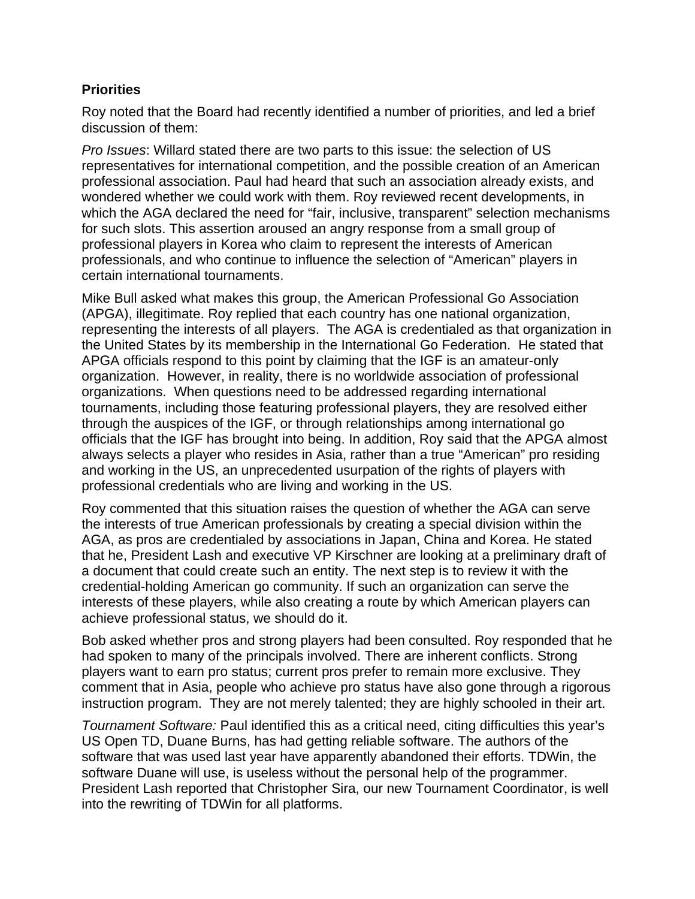**Priorities**

Roy noted that the Board had recently identified a number of priorities, and led a brief discussion of them:

*Pro Issues*: Willard stated there are two parts to this issue: the selection of US representatives for international competition, and the possible creation of an American professional association. Paul had heard that such an association already exists, and wondered whether we could work with them. Roy reviewed recent developments, in which the AGA declared the need for "fair, inclusive, transparent" selection mechanisms for such slots. This assertion aroused an angry response from a small group of professional players in Korea who claim to represent the interests of American professionals, and who continue to influence the selection of "American" players in certain international tournaments.

Mike Bull asked what makes this group, the American Professional Go Association (APGA), illegitimate. Roy replied that each country has one national organization, representing the interests of all players. The AGA is credentialed as that organization in the United States by its membership in the International Go Federation. He stated that APGA officials respond to this point by claiming that the IGF is an amateur-only organization. However, in reality, there is no worldwide association of professional organizations. When questions need to be addressed regarding international tournaments, including those featuring professional players, they are resolved either through the auspices of the IGF, or through relationships among international go officials that the IGF has brought into being. In addition, Roy said that the APGA almost always selects a player who resides in Asia, rather than a true "American" pro residing and working in the US, an unprecedented usurpation of the rights of players with professional credentials who are living and working in the US.

Roy commented that this situation raises the question of whether the AGA can serve the interests of true American professionals by creating a special division within the AGA, as pros are credentialed by associations in Japan, China and Korea. He stated that he, President Lash and executive VP Kirschner are looking at a preliminary draft of a document that could create such an entity. The next step is to review it with the credential-holding American go community. If such an organization can serve the interests of these players, while also creating a route by which American players can achieve professional status, we should do it.

Bob asked whether pros and strong players had been consulted. Roy responded that he had spoken to many of the principals involved. There are inherent conflicts. Strong players want to earn pro status; current pros prefer to remain more exclusive. They comment that in Asia, people who achieve pro status have also gone through a rigorous instruction program. They are not merely talented; they are highly schooled in their art.

*Tournament Software:* Paul identified this as a critical need, citing difficulties this year's US Open TD, Duane Burns, has had getting reliable software. The authors of the software that was used last year have apparently abandoned their efforts. TDWin, the software Duane will use, is useless without the personal help of the programmer. President Lash reported that Christopher Sira, our new Tournament Coordinator, is well into the rewriting of TDWin for all platforms.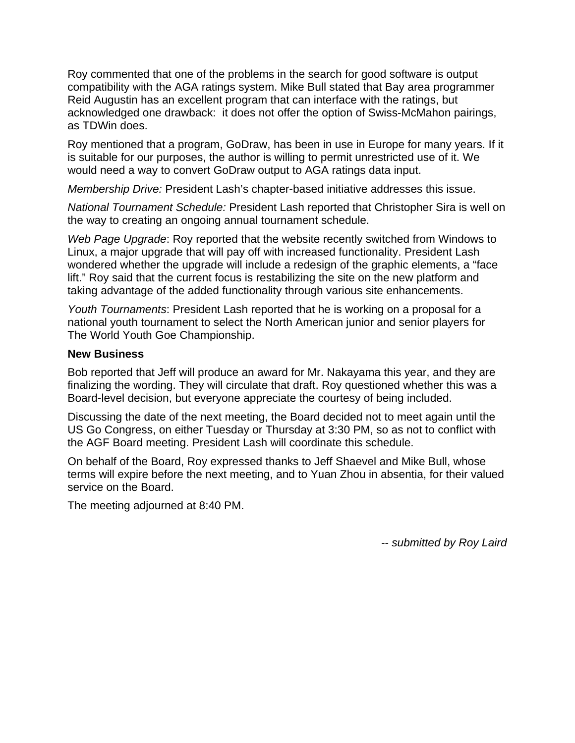Roy commented that one of the problems in the search for good software is output compatibility with the AGA ratings system. Mike Bull stated that Bay area programmer Reid Augustin has an excellent program that can interface with the ratings, but acknowledged one drawback: it does not offer the option of Swiss-McMahon pairings, as TDWin does.

Roy mentioned that a program, GoDraw, has been in use in Europe for many years. If it is suitable for our purposes, the author is willing to permit unrestricted use of it. We would need a way to convert GoDraw output to AGA ratings data input.

*Membership Drive:* President Lash's chapter-based initiative addresses this issue.

*National Tournament Schedule:* President Lash reported that Christopher Sira is well on the way to creating an ongoing annual tournament schedule.

*Web Page Upgrade*: Roy reported that the website recently switched from Windows to Linux, a major upgrade that will pay off with increased functionality. President Lash wondered whether the upgrade will include a redesign of the graphic elements, a "face lift." Roy said that the current focus is restabilizing the site on the new platform and taking advantage of the added functionality through various site enhancements.

*Youth Tournaments*: President Lash reported that he is working on a proposal for a national youth tournament to select the North American junior and senior players for The World Youth Goe Championship.

**New Business**

Bob reported that Jeff will produce an award for Mr. Nakayama this year, and they are finalizing the wording. They will circulate that draft. Roy questioned whether this was a Board-level decision, but everyone appreciate the courtesy of being included.

Discussing the date of the next meeting, the Board decided not to meet again until the US Go Congress, on either Tuesday or Thursday at 3:30 PM, so as not to conflict with the AGF Board meeting. President Lash will coordinate this schedule.

On behalf of the Board, Roy expressed thanks to Jeff Shaevel and Mike Bull, whose terms will expire before the next meeting, and to Yuan Zhou in absentia, for their valued service on the Board.

The meeting adjourned at 8:40 PM.

*-- submitted by Roy Laird*